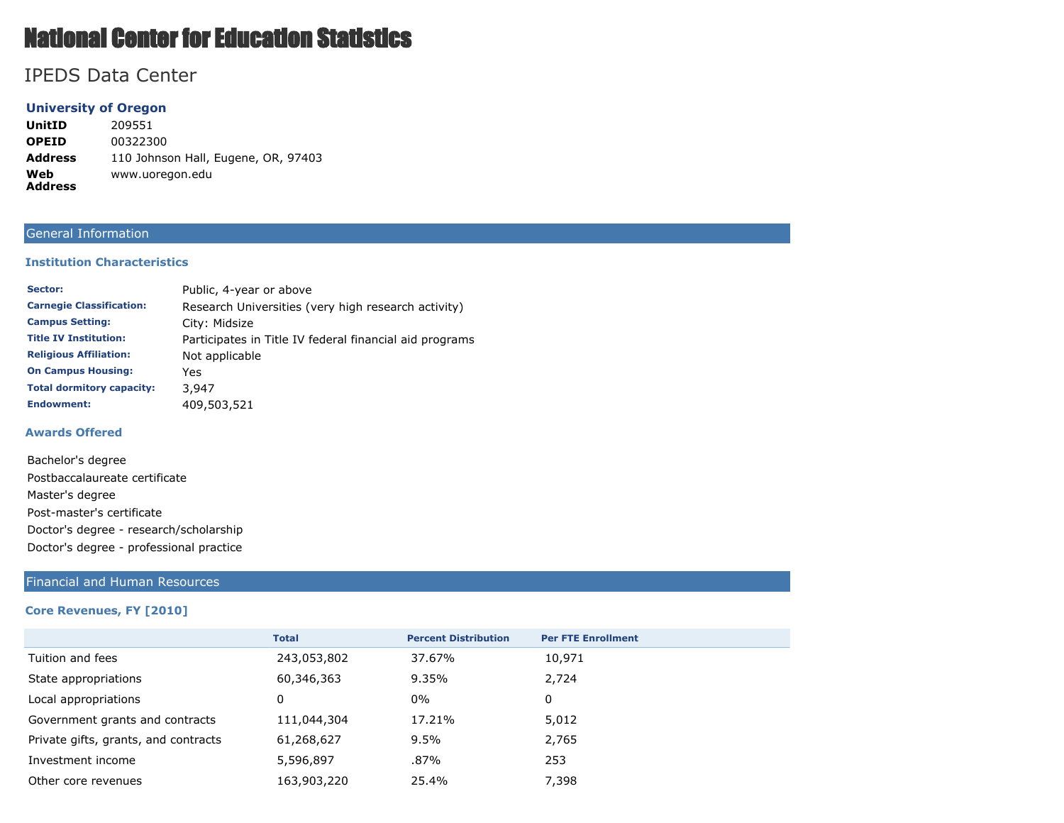# National Center for Education Statistics

## IPEDS Data Center

### University of Oregon

| | |
|---|---|
| **UnitID** | 209551 |
| **OPEID** | 00322300 |
| **Address** | 110 Johnson Hall, Eugene, OR, 97403 |
| **Web Address** | www.uoregon.edu |

## General Information

### Institution Characteristics

| | |
|---|---|
| **Sector:** | Public, 4-year or above |
| **Carnegie Classification:** | Research Universities (very high research activity) |
| **Campus Setting:** | City: Midsize |
| **Title IV Institution:** | Participates in Title IV federal financial aid programs |
| **Religious Affiliation:** | Not applicable |
| **On Campus Housing:** | Yes |
| **Total dormitory capacity:** | 3,947 |
| **Endowment:** | 409,503,521 |

### Awards Offered

Bachelor's degree
Postbaccalaureate certificate
Master's degree
Post-master's certificate
Doctor's degree - research/scholarship
Doctor's degree - professional practice

## Financial and Human Resources

### Core Revenues, FY [2010]

| | Total | Percent Distribution | Per FTE Enrollment |
|---|---|---|---|
| Tuition and fees | 243,053,802 | 37.67% | 10,971 |
| State appropriations | 60,346,363 | 9.35% | 2,724 |
| Local appropriations | 0 | 0% | 0 |
| Government grants and contracts | 111,044,304 | 17.21% | 5,012 |
| Private gifts, grants, and contracts | 61,268,627 | 9.5% | 2,765 |
| Investment income | 5,596,897 | .87% | 253 |
| Other core revenues | 163,903,220 | 25.4% | 7,398 |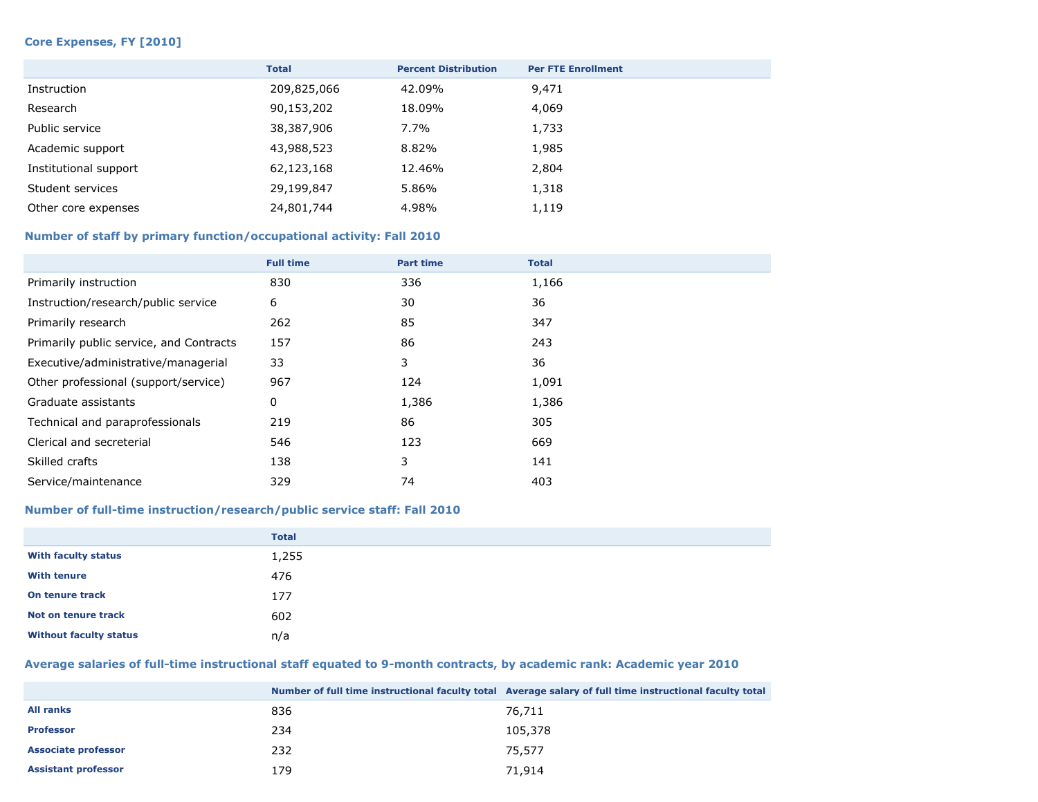### Core Expenses, FY [2010]

| | Total | Percent Distribution | Per FTE Enrollment |
|---|---|---|---|
| Instruction | 209,825,066 | 42.09% | 9,471 |
| Research | 90,153,202 | 18.09% | 4,069 |
| Public service | 38,387,906 | 7.7% | 1,733 |
| Academic support | 43,988,523 | 8.82% | 1,985 |
| Institutional support | 62,123,168 | 12.46% | 2,804 |
| Student services | 29,199,847 | 5.86% | 1,318 |
| Other core expenses | 24,801,744 | 4.98% | 1,119 |

### Number of staff by primary function/occupational activity: Fall 2010

| | Full time | Part time | Total |
|---|---|---|---|
| Primarily instruction | 830 | 336 | 1,166 |
| Instruction/research/public service | 6 | 30 | 36 |
| Primarily research | 262 | 85 | 347 |
| Primarily public service, and Contracts | 157 | 86 | 243 |
| Executive/administrative/managerial | 33 | 3 | 36 |
| Other professional (support/service) | 967 | 124 | 1,091 |
| Graduate assistants | 0 | 1,386 | 1,386 |
| Technical and paraprofessionals | 219 | 86 | 305 |
| Clerical and secreterial | 546 | 123 | 669 |
| Skilled crafts | 138 | 3 | 141 |
| Service/maintenance | 329 | 74 | 403 |

### Number of full-time instruction/research/public service staff: Fall 2010

| | Total |
|---|---|
| **With faculty status** | 1,255 |
| **With tenure** | 476 |
| **On tenure track** | 177 |
| **Not on tenure track** | 602 |
| **Without faculty status** | n/a |

### Average salaries of full-time instructional staff equated to 9-month contracts, by academic rank: Academic year 2010

| | Number of full time instructional faculty total | Average salary of full time instructional faculty total |
|---|---|---|
| **All ranks** | 836 | 76,711 |
| **Professor** | 234 | 105,378 |
| **Associate professor** | 232 | 75,577 |
| **Assistant professor** | 179 | 71,914 |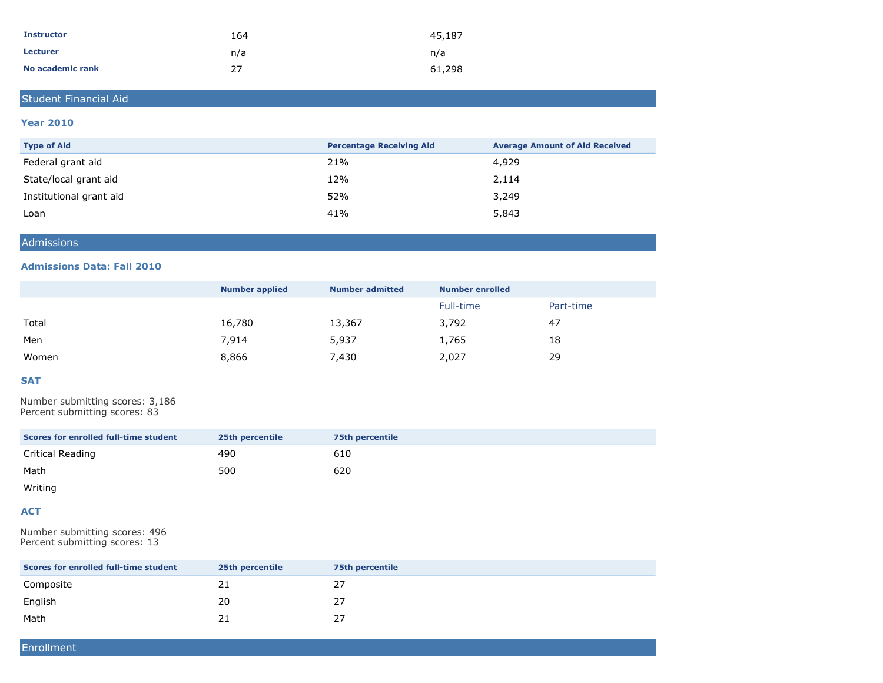| | | |
|---|---|---|
| **Instructor** | 164 | 45,187 |
| **Lecturer** | n/a | n/a |
| **No academic rank** | 27 | 61,298 |

## Student Financial Aid

### Year 2010

| Type of Aid | Percentage Receiving Aid | Average Amount of Aid Received |
|---|---|---|
| Federal grant aid | 21% | 4,929 |
| State/local grant aid | 12% | 2,114 |
| Institutional grant aid | 52% | 3,249 |
| Loan | 41% | 5,843 |

## Admissions

### Admissions Data: Fall 2010

| | Number applied | Number admitted | Number enrolled | |
|---|---|---|---|---|
| | | | Full-time | Part-time |
| Total | 16,780 | 13,367 | 3,792 | 47 |
| Men | 7,914 | 5,937 | 1,765 | 18 |
| Women | 8,866 | 7,430 | 2,027 | 29 |

### SAT

Number submitting scores: 3,186
Percent submitting scores: 83

| Scores for enrolled full-time student | 25th percentile | 75th percentile |
|---|---|---|
| Critical Reading | 490 | 610 |
| Math | 500 | 620 |
| Writing | | |

### ACT

Number submitting scores: 496
Percent submitting scores: 13

| Scores for enrolled full-time student | 25th percentile | 75th percentile |
|---|---|---|
| Composite | 21 | 27 |
| English | 20 | 27 |
| Math | 21 | 27 |

## Enrollment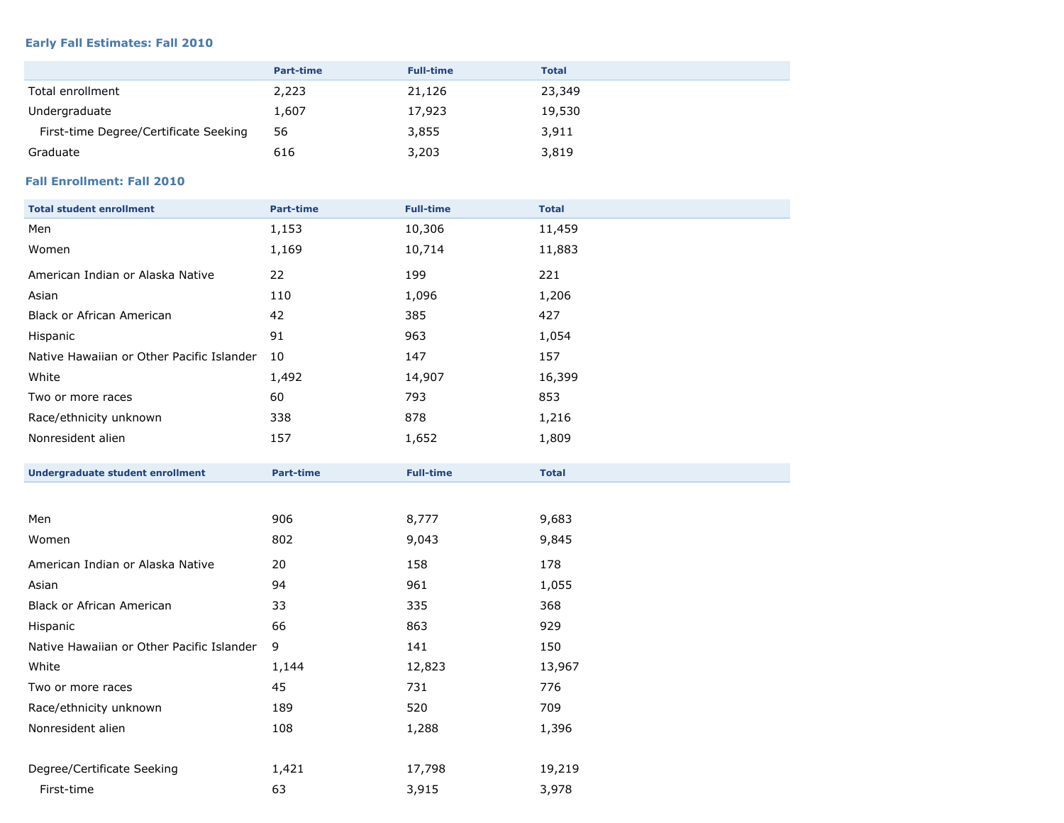### Early Fall Estimates: Fall 2010

| | Part-time | Full-time | Total |
|---|---|---|---|
| Total enrollment | 2,223 | 21,126 | 23,349 |
| Undergraduate | 1,607 | 17,923 | 19,530 |
| First-time Degree/Certificate Seeking | 56 | 3,855 | 3,911 |
| Graduate | 616 | 3,203 | 3,819 |

### Fall Enrollment: Fall 2010

| Total student enrollment | Part-time | Full-time | Total |
|---|---|---|---|
| Men | 1,153 | 10,306 | 11,459 |
| Women | 1,169 | 10,714 | 11,883 |
| American Indian or Alaska Native | 22 | 199 | 221 |
| Asian | 110 | 1,096 | 1,206 |
| Black or African American | 42 | 385 | 427 |
| Hispanic | 91 | 963 | 1,054 |
| Native Hawaiian or Other Pacific Islander | 10 | 147 | 157 |
| White | 1,492 | 14,907 | 16,399 |
| Two or more races | 60 | 793 | 853 |
| Race/ethnicity unknown | 338 | 878 | 1,216 |
| Nonresident alien | 157 | 1,652 | 1,809 |

| Undergraduate student enrollment | Part-time | Full-time | Total |
|---|---|---|---|
| Men | 906 | 8,777 | 9,683 |
| Women | 802 | 9,043 | 9,845 |
| American Indian or Alaska Native | 20 | 158 | 178 |
| Asian | 94 | 961 | 1,055 |
| Black or African American | 33 | 335 | 368 |
| Hispanic | 66 | 863 | 929 |
| Native Hawaiian or Other Pacific Islander | 9 | 141 | 150 |
| White | 1,144 | 12,823 | 13,967 |
| Two or more races | 45 | 731 | 776 |
| Race/ethnicity unknown | 189 | 520 | 709 |
| Nonresident alien | 108 | 1,288 | 1,396 |
| Degree/Certificate Seeking | 1,421 | 17,798 | 19,219 |
| First-time | 63 | 3,915 | 3,978 |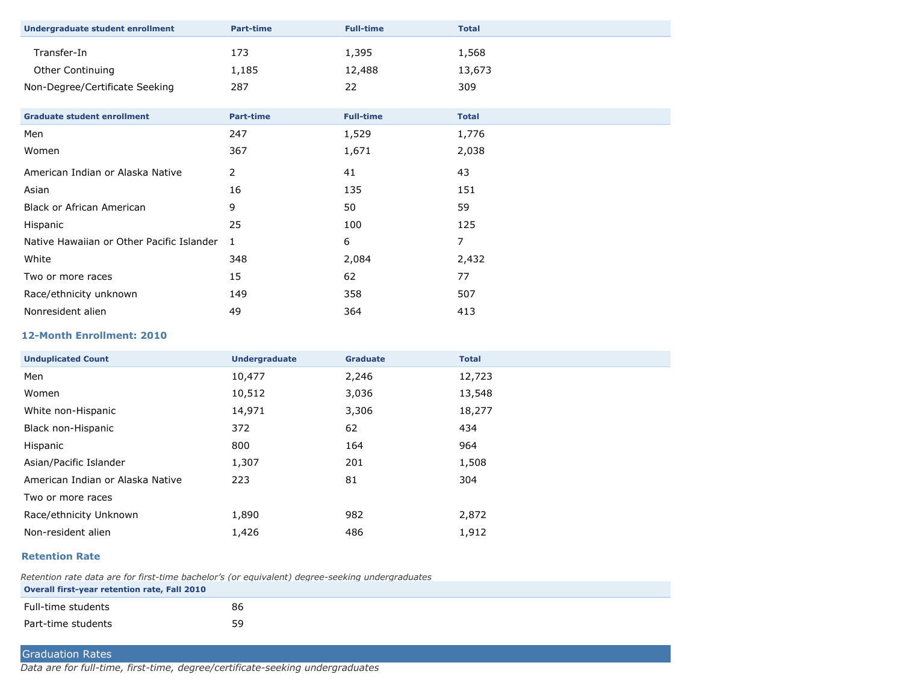| Undergraduate student enrollment | Part-time | Full-time | Total |
|---|---|---|---|
| Transfer-In | 173 | 1,395 | 1,568 |
| Other Continuing | 1,185 | 12,488 | 13,673 |
| Non-Degree/Certificate Seeking | 287 | 22 | 309 |

| Graduate student enrollment | Part-time | Full-time | Total |
|---|---|---|---|
| Men | 247 | 1,529 | 1,776 |
| Women | 367 | 1,671 | 2,038 |
| American Indian or Alaska Native | 2 | 41 | 43 |
| Asian | 16 | 135 | 151 |
| Black or African American | 9 | 50 | 59 |
| Hispanic | 25 | 100 | 125 |
| Native Hawaiian or Other Pacific Islander | 1 | 6 | 7 |
| White | 348 | 2,084 | 2,432 |
| Two or more races | 15 | 62 | 77 |
| Race/ethnicity unknown | 149 | 358 | 507 |
| Nonresident alien | 49 | 364 | 413 |

### 12-Month Enrollment: 2010

| Unduplicated Count | Undergraduate | Graduate | Total |
|---|---|---|---|
| Men | 10,477 | 2,246 | 12,723 |
| Women | 10,512 | 3,036 | 13,548 |
| White non-Hispanic | 14,971 | 3,306 | 18,277 |
| Black non-Hispanic | 372 | 62 | 434 |
| Hispanic | 800 | 164 | 964 |
| Asian/Pacific Islander | 1,307 | 201 | 1,508 |
| American Indian or Alaska Native | 223 | 81 | 304 |
| Two or more races | | | |
| Race/ethnicity Unknown | 1,890 | 982 | 2,872 |
| Non-resident alien | 1,426 | 486 | 1,912 |

### Retention Rate

*Retention rate data are for first-time bachelor's (or equivalent) degree-seeking undergraduates*

| Overall first-year retention rate, Fall 2010 | |
|---|---|
| Full-time students | 86 |
| Part-time students | 59 |

## Graduation Rates

*Data are for full-time, first-time, degree/certificate-seeking undergraduates*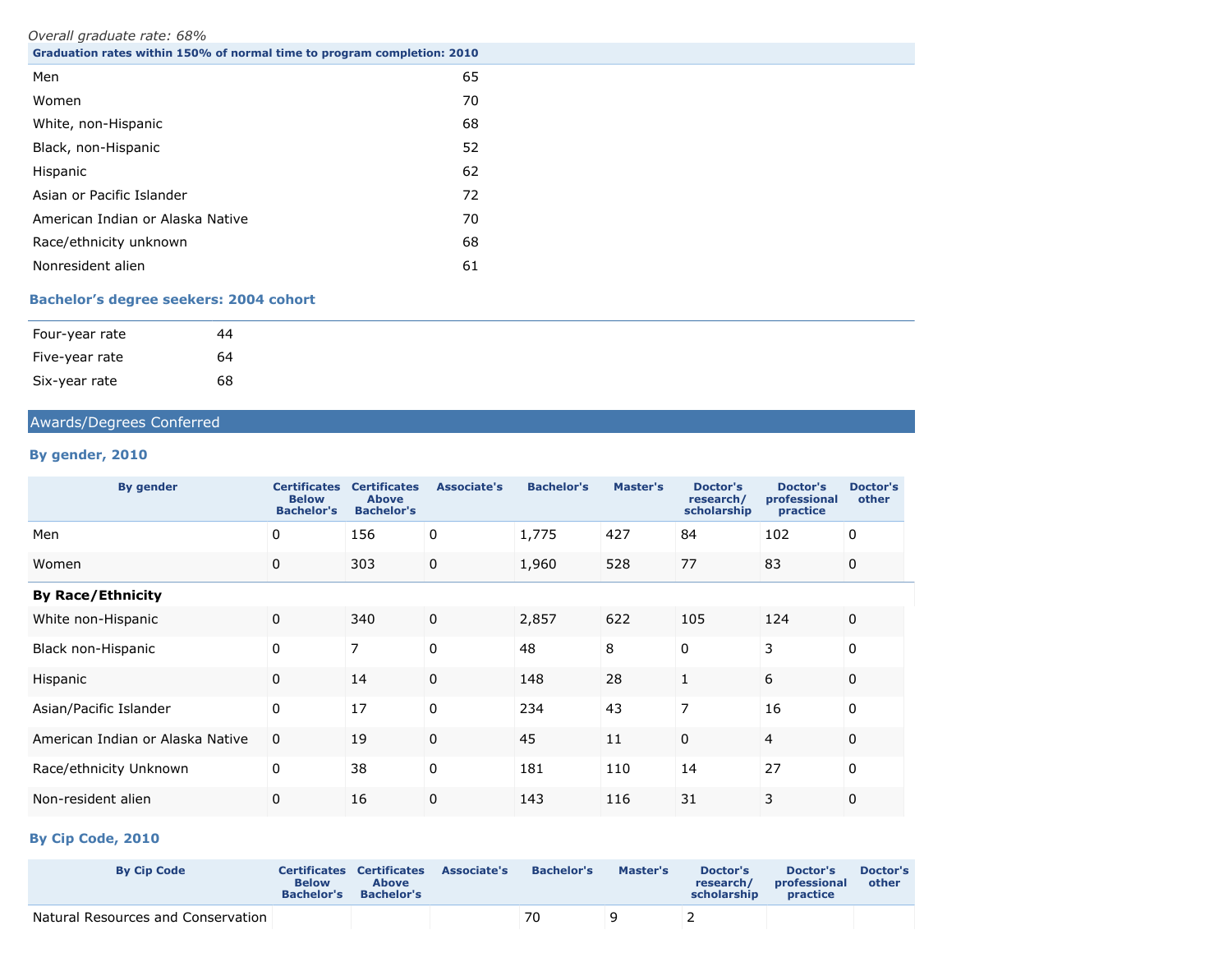*Overall graduate rate: 68%*

| Graduation rates within 150% of normal time to program completion: 2010 | |
|---|---|
| Men | 65 |
| Women | 70 |
| White, non-Hispanic | 68 |
| Black, non-Hispanic | 52 |
| Hispanic | 62 |
| Asian or Pacific Islander | 72 |
| American Indian or Alaska Native | 70 |
| Race/ethnicity unknown | 68 |
| Nonresident alien | 61 |

### Bachelor's degree seekers: 2004 cohort

| | |
|---|---|
| Four-year rate | 44 |
| Five-year rate | 64 |
| Six-year rate | 68 |

## Awards/Degrees Conferred

### By gender, 2010

| By gender | Certificates Below Bachelor's | Certificates Above Bachelor's | Associate's | Bachelor's | Master's | Doctor's research/ scholarship | Doctor's professional practice | Doctor's other |
|---|---|---|---|---|---|---|---|---|
| Men | 0 | 156 | 0 | 1,775 | 427 | 84 | 102 | 0 |
| Women | 0 | 303 | 0 | 1,960 | 528 | 77 | 83 | 0 |
| **By Race/Ethnicity** | | | | | | | | |
| White non-Hispanic | 0 | 340 | 0 | 2,857 | 622 | 105 | 124 | 0 |
| Black non-Hispanic | 0 | 7 | 0 | 48 | 8 | 0 | 3 | 0 |
| Hispanic | 0 | 14 | 0 | 148 | 28 | 1 | 6 | 0 |
| Asian/Pacific Islander | 0 | 17 | 0 | 234 | 43 | 7 | 16 | 0 |
| American Indian or Alaska Native | 0 | 19 | 0 | 45 | 11 | 0 | 4 | 0 |
| Race/ethnicity Unknown | 0 | 38 | 0 | 181 | 110 | 14 | 27 | 0 |
| Non-resident alien | 0 | 16 | 0 | 143 | 116 | 31 | 3 | 0 |

### By Cip Code, 2010

| By Cip Code | Certificates Below Bachelor's | Certificates Above Bachelor's | Associate's | Bachelor's | Master's | Doctor's research/ scholarship | Doctor's professional practice | Doctor's other |
|---|---|---|---|---|---|---|---|---|
| Natural Resources and Conservation | | | | 70 | 9 | 2 | | |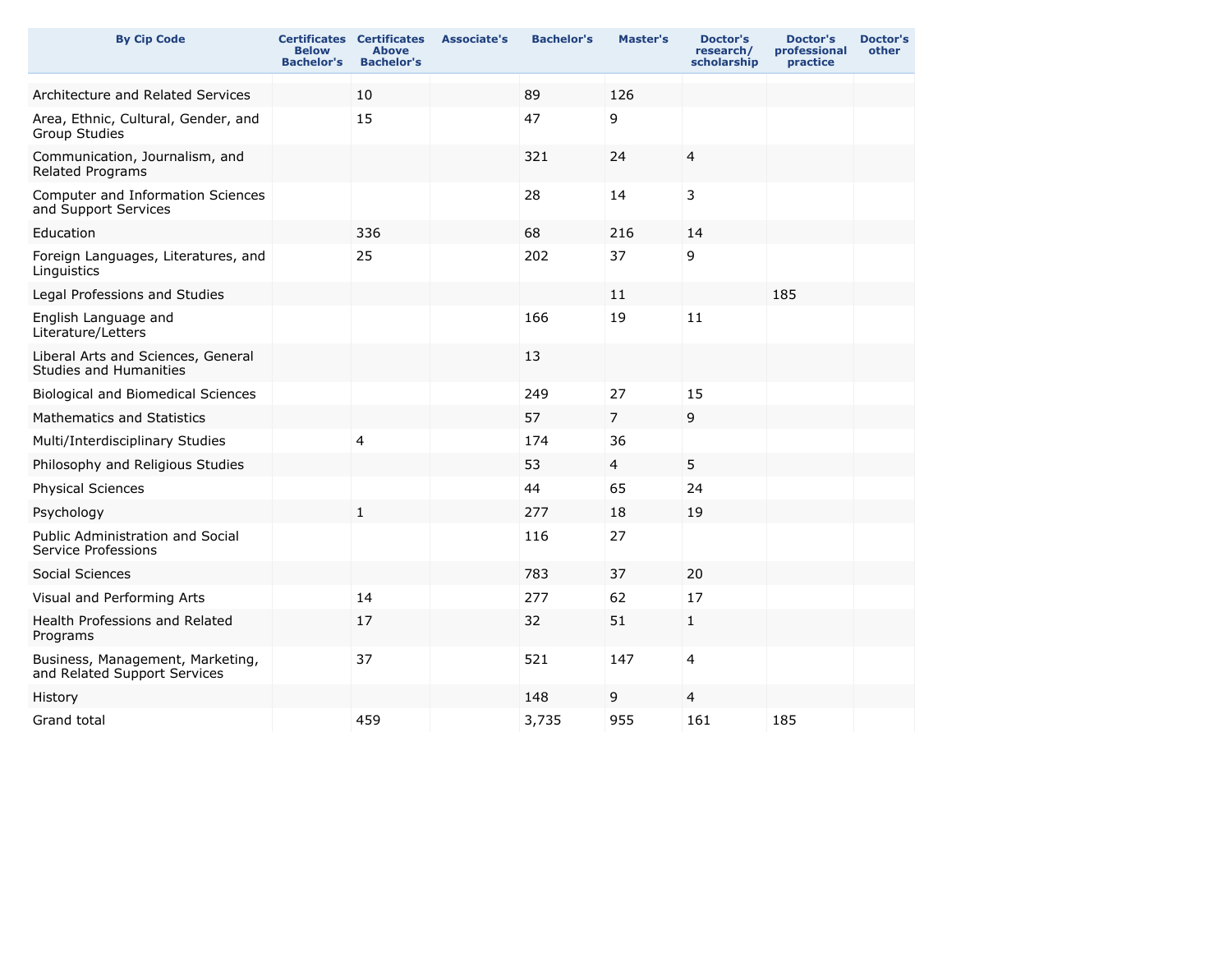| By Cip Code | Certificates Below Bachelor's | Certificates Above Bachelor's | Associate's | Bachelor's | Master's | Doctor's research/ scholarship | Doctor's professional practice | Doctor's other |
|---|---|---|---|---|---|---|---|---|
| Architecture and Related Services | | 10 | | 89 | 126 | | | |
| Area, Ethnic, Cultural, Gender, and Group Studies | | 15 | | 47 | 9 | | | |
| Communication, Journalism, and Related Programs | | | | 321 | 24 | 4 | | |
| Computer and Information Sciences and Support Services | | | | 28 | 14 | 3 | | |
| Education | | 336 | | 68 | 216 | 14 | | |
| Foreign Languages, Literatures, and Linguistics | | 25 | | 202 | 37 | 9 | | |
| Legal Professions and Studies | | | | | 11 | | 185 | |
| English Language and Literature/Letters | | | | 166 | 19 | 11 | | |
| Liberal Arts and Sciences, General Studies and Humanities | | | | 13 | | | | |
| Biological and Biomedical Sciences | | | | 249 | 27 | 15 | | |
| Mathematics and Statistics | | | | 57 | 7 | 9 | | |
| Multi/Interdisciplinary Studies | | 4 | | 174 | 36 | | | |
| Philosophy and Religious Studies | | | | 53 | 4 | 5 | | |
| Physical Sciences | | | | 44 | 65 | 24 | | |
| Psychology | | 1 | | 277 | 18 | 19 | | |
| Public Administration and Social Service Professions | | | | 116 | 27 | | | |
| Social Sciences | | | | 783 | 37 | 20 | | |
| Visual and Performing Arts | | 14 | | 277 | 62 | 17 | | |
| Health Professions and Related Programs | | 17 | | 32 | 51 | 1 | | |
| Business, Management, Marketing, and Related Support Services | | 37 | | 521 | 147 | 4 | | |
| History | | | | 148 | 9 | 4 | | |
| Grand total | | 459 | | 3,735 | 955 | 161 | 185 | |